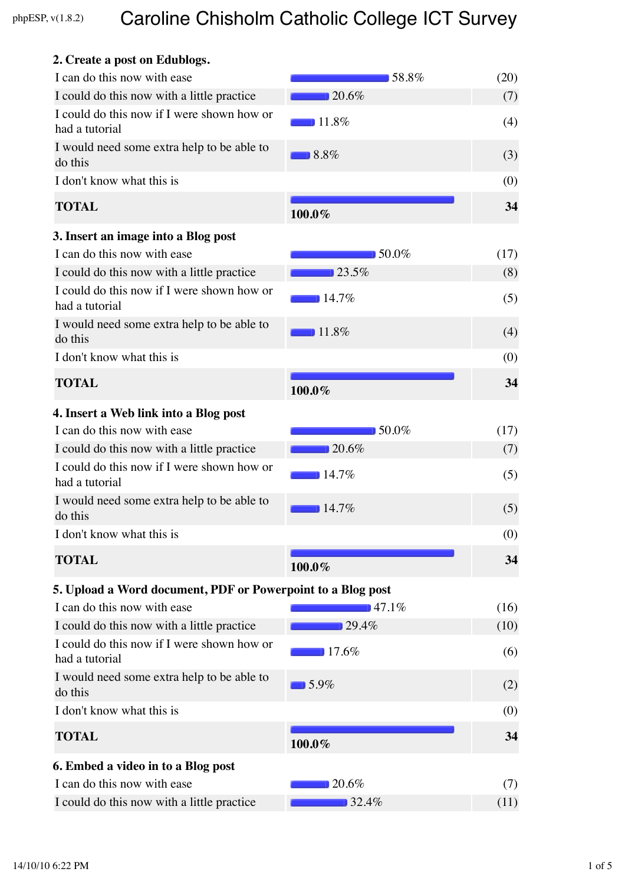# Caroline Chisholm Catholic College ICT Survey

**2. Create a post on Edublogs.**

| Response | Percentage | Count |
|---|---|---|
| I can do this now with ease | 58.8% | (20) |
| I could do this now with a little practice | 20.6% | (7) |
| I could do this now if I were shown how or had a tutorial | 11.8% | (4) |
| I would need some extra help to be able to do this | 8.8% | (3) |
| I don't know what this is | | (0) |
| **TOTAL** | **100.0%** | **34** |

**3. Insert an image into a Blog post**

| Response | Percentage | Count |
|---|---|---|
| I can do this now with ease | 50.0% | (17) |
| I could do this now with a little practice | 23.5% | (8) |
| I could do this now if I were shown how or had a tutorial | 14.7% | (5) |
| I would need some extra help to be able to do this | 11.8% | (4) |
| I don't know what this is | | (0) |
| **TOTAL** | **100.0%** | **34** |

**4. Insert a Web link into a Blog post**

| Response | Percentage | Count |
|---|---|---|
| I can do this now with ease | 50.0% | (17) |
| I could do this now with a little practice | 20.6% | (7) |
| I could do this now if I were shown how or had a tutorial | 14.7% | (5) |
| I would need some extra help to be able to do this | 14.7% | (5) |
| I don't know what this is | | (0) |
| **TOTAL** | **100.0%** | **34** |

**5. Upload a Word document, PDF or Powerpoint to a Blog post**

| Response | Percentage | Count |
|---|---|---|
| I can do this now with ease | 47.1% | (16) |
| I could do this now with a little practice | 29.4% | (10) |
| I could do this now if I were shown how or had a tutorial | 17.6% | (6) |
| I would need some extra help to be able to do this | 5.9% | (2) |
| I don't know what this is | | (0) |
| **TOTAL** | **100.0%** | **34** |

**6. Embed a video in to a Blog post**

| Response | Percentage | Count |
|---|---|---|
| I can do this now with ease | 20.6% | (7) |
| I could do this now with a little practice | 32.4% | (11) |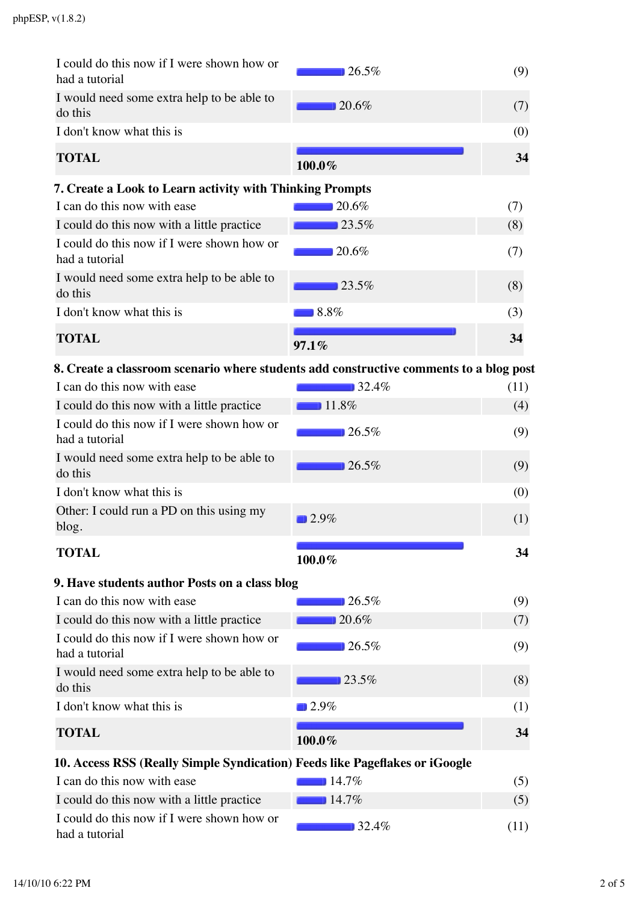| | | |
|---|---|---|
| I could do this now if I were shown how or had a tutorial | 26.5% | (9) |
| I would need some extra help to be able to do this | 20.6% | (7) |
| I don't know what this is | | (0) |
| **TOTAL** | **100.0%** | **34** |

### 7. Create a Look to Learn activity with Thinking Prompts

| | | |
|---|---|---|
| I can do this now with ease | 20.6% | (7) |
| I could do this now with a little practice | 23.5% | (8) |
| I could do this now if I were shown how or had a tutorial | 20.6% | (7) |
| I would need some extra help to be able to do this | 23.5% | (8) |
| I don't know what this is | 8.8% | (3) |
| **TOTAL** | **97.1%** | **34** |

### 8. Create a classroom scenario where students add constructive comments to a blog post

| | | |
|---|---|---|
| I can do this now with ease | 32.4% | (11) |
| I could do this now with a little practice | 11.8% | (4) |
| I could do this now if I were shown how or had a tutorial | 26.5% | (9) |
| I would need some extra help to be able to do this | 26.5% | (9) |
| I don't know what this is | | (0) |
| Other: I could run a PD on this using my blog. | 2.9% | (1) |
| **TOTAL** | **100.0%** | **34** |

### 9. Have students author Posts on a class blog

| | | |
|---|---|---|
| I can do this now with ease | 26.5% | (9) |
| I could do this now with a little practice | 20.6% | (7) |
| I could do this now if I were shown how or had a tutorial | 26.5% | (9) |
| I would need some extra help to be able to do this | 23.5% | (8) |
| I don't know what this is | 2.9% | (1) |
| **TOTAL** | **100.0%** | **34** |

### 10. Access RSS (Really Simple Syndication) Feeds like Pageflakes or iGoogle

| | | |
|---|---|---|
| I can do this now with ease | 14.7% | (5) |
| I could do this now with a little practice | 14.7% | (5) |
| I could do this now if I were shown how or had a tutorial | 32.4% | (11) |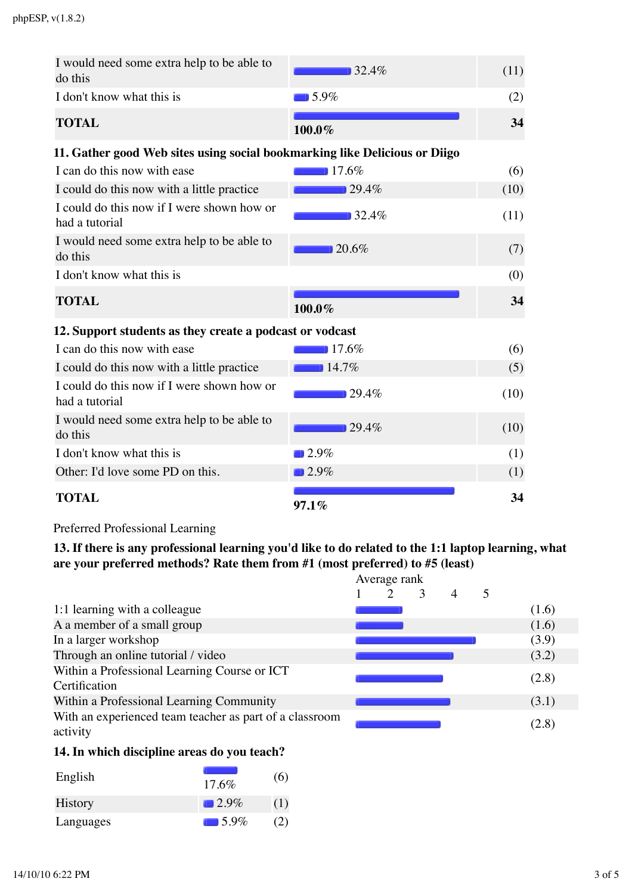| | | |
|---|---|---|
| I would need some extra help to be able to do this | 32.4% | (11) |
| I don't know what this is | 5.9% | (2) |
| **TOTAL** | **100.0%** | **34** |

### 11. Gather good Web sites using social bookmarking like Delicious or Diigo

| | | |
|---|---|---|
| I can do this now with ease | 17.6% | (6) |
| I could do this now with a little practice | 29.4% | (10) |
| I could do this now if I were shown how or had a tutorial | 32.4% | (11) |
| I would need some extra help to be able to do this | 20.6% | (7) |
| I don't know what this is | | (0) |
| **TOTAL** | **100.0%** | **34** |

### 12. Support students as they create a podcast or vodcast

| | | |
|---|---|---|
| I can do this now with ease | 17.6% | (6) |
| I could do this now with a little practice | 14.7% | (5) |
| I could do this now if I were shown how or had a tutorial | 29.4% | (10) |
| I would need some extra help to be able to do this | 29.4% | (10) |
| I don't know what this is | 2.9% | (1) |
| Other: I'd love some PD on this. | 2.9% | (1) |
| **TOTAL** | **97.1%** | **34** |

Preferred Professional Learning

### 13. If there is any professional learning you'd like to do related to the 1:1 laptop learning, what are your preferred methods? Rate them from #1 (most preferred) to #5 (least)

| | Average rank |
|---|---|
| 1:1 learning with a colleague | (1.6) |
| A a member of a small group | (1.6) |
| In a larger workshop | (3.9) |
| Through an online tutorial / video | (3.2) |
| Within a Professional Learning Course or ICT Certification | (2.8) |
| Within a Professional Learning Community | (3.1) |
| With an experienced team teacher as part of a classroom activity | (2.8) |

### 14. In which discipline areas do you teach?

| | | |
|---|---|---|
| English | 17.6% | (6) |
| History | 2.9% | (1) |
| Languages | 5.9% | (2) |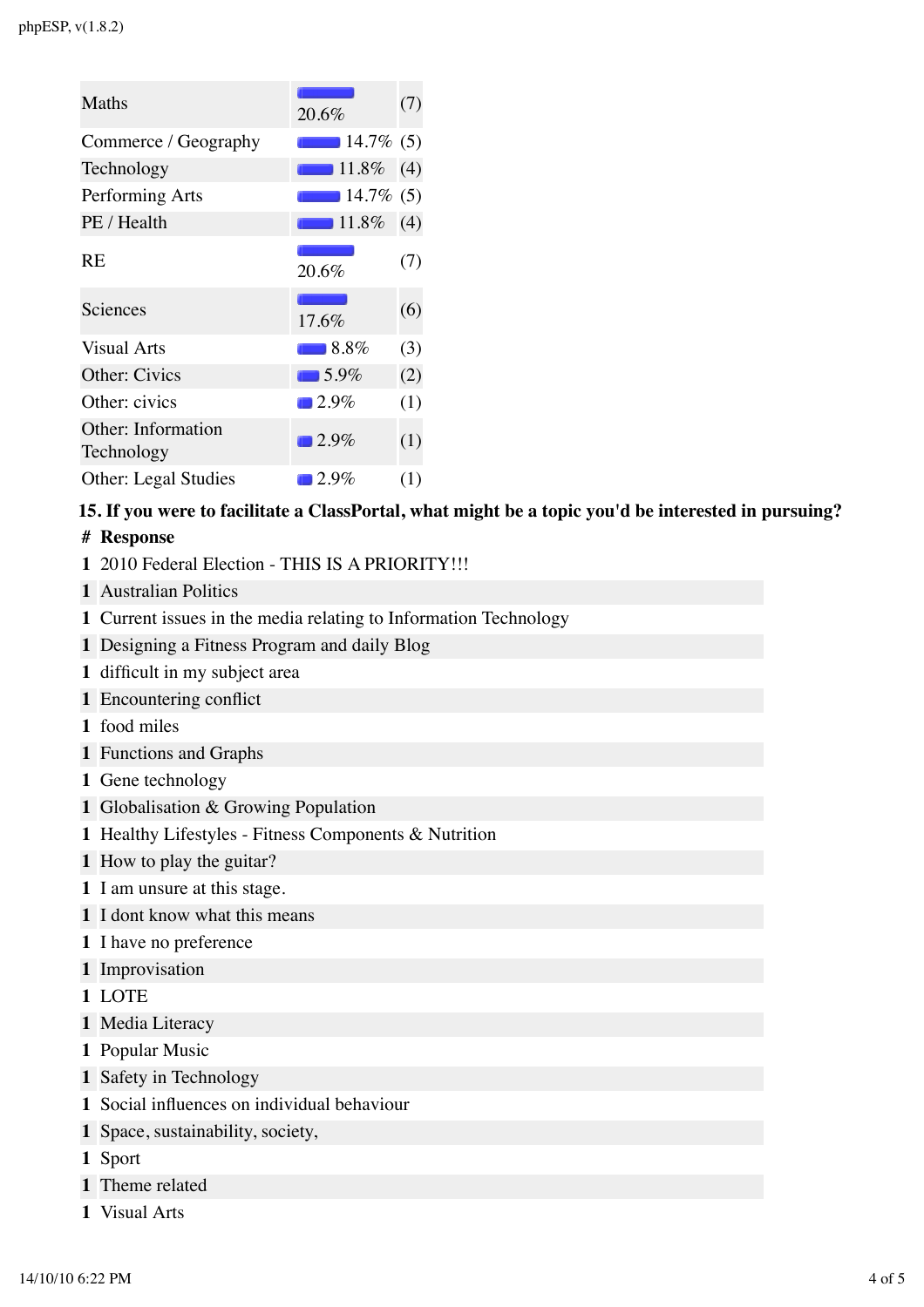| | | |
|---|---|---|
| Maths | 20.6% | (7) |
| Commerce / Geography | 14.7% | (5) |
| Technology | 11.8% | (4) |
| Performing Arts | 14.7% | (5) |
| PE / Health | 11.8% | (4) |
| RE | 20.6% | (7) |
| Sciences | 17.6% | (6) |
| Visual Arts | 8.8% | (3) |
| Other: Civics | 5.9% | (2) |
| Other: civics | 2.9% | (1) |
| Other: Information Technology | 2.9% | (1) |
| Other: Legal Studies | 2.9% | (1) |

**15. If you were to facilitate a ClassPortal, what might be a topic you'd be interested in pursuing?**

| # | Response |
|---|---|
| 1 | 2010 Federal Election - THIS IS A PRIORITY!!! |
| 1 | Australian Politics |
| 1 | Current issues in the media relating to Information Technology |
| 1 | Designing a Fitness Program and daily Blog |
| 1 | difficult in my subject area |
| 1 | Encountering conflict |
| 1 | food miles |
| 1 | Functions and Graphs |
| 1 | Gene technology |
| 1 | Globalisation & Growing Population |
| 1 | Healthy Lifestyles - Fitness Components & Nutrition |
| 1 | How to play the guitar? |
| 1 | I am unsure at this stage. |
| 1 | I dont know what this means |
| 1 | I have no preference |
| 1 | Improvisation |
| 1 | LOTE |
| 1 | Media Literacy |
| 1 | Popular Music |
| 1 | Safety in Technology |
| 1 | Social influences on individual behaviour |
| 1 | Space, sustainability, society, |
| 1 | Sport |
| 1 | Theme related |
| 1 | Visual Arts |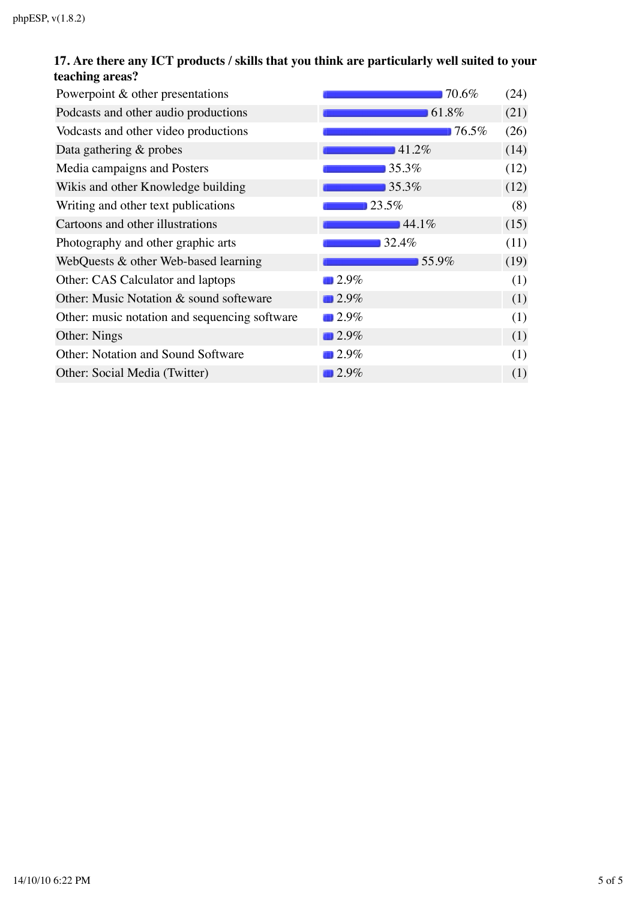**17. Are there any ICT products / skills that you think are particularly well suited to your teaching areas?**

| Option | Percentage | Count |
| --- | --- | --- |
| Powerpoint & other presentations | 70.6% | (24) |
| Podcasts and other audio productions | 61.8% | (21) |
| Vodcasts and other video productions | 76.5% | (26) |
| Data gathering & probes | 41.2% | (14) |
| Media campaigns and Posters | 35.3% | (12) |
| Wikis and other Knowledge building | 35.3% | (12) |
| Writing and other text publications | 23.5% | (8) |
| Cartoons and other illustrations | 44.1% | (15) |
| Photography and other graphic arts | 32.4% | (11) |
| WebQuests & other Web-based learning | 55.9% | (19) |
| Other: CAS Calculator and laptops | 2.9% | (1) |
| Other: Music Notation & sound softeware | 2.9% | (1) |
| Other: music notation and sequencing software | 2.9% | (1) |
| Other: Nings | 2.9% | (1) |
| Other: Notation and Sound Software | 2.9% | (1) |
| Other: Social Media (Twitter) | 2.9% | (1) |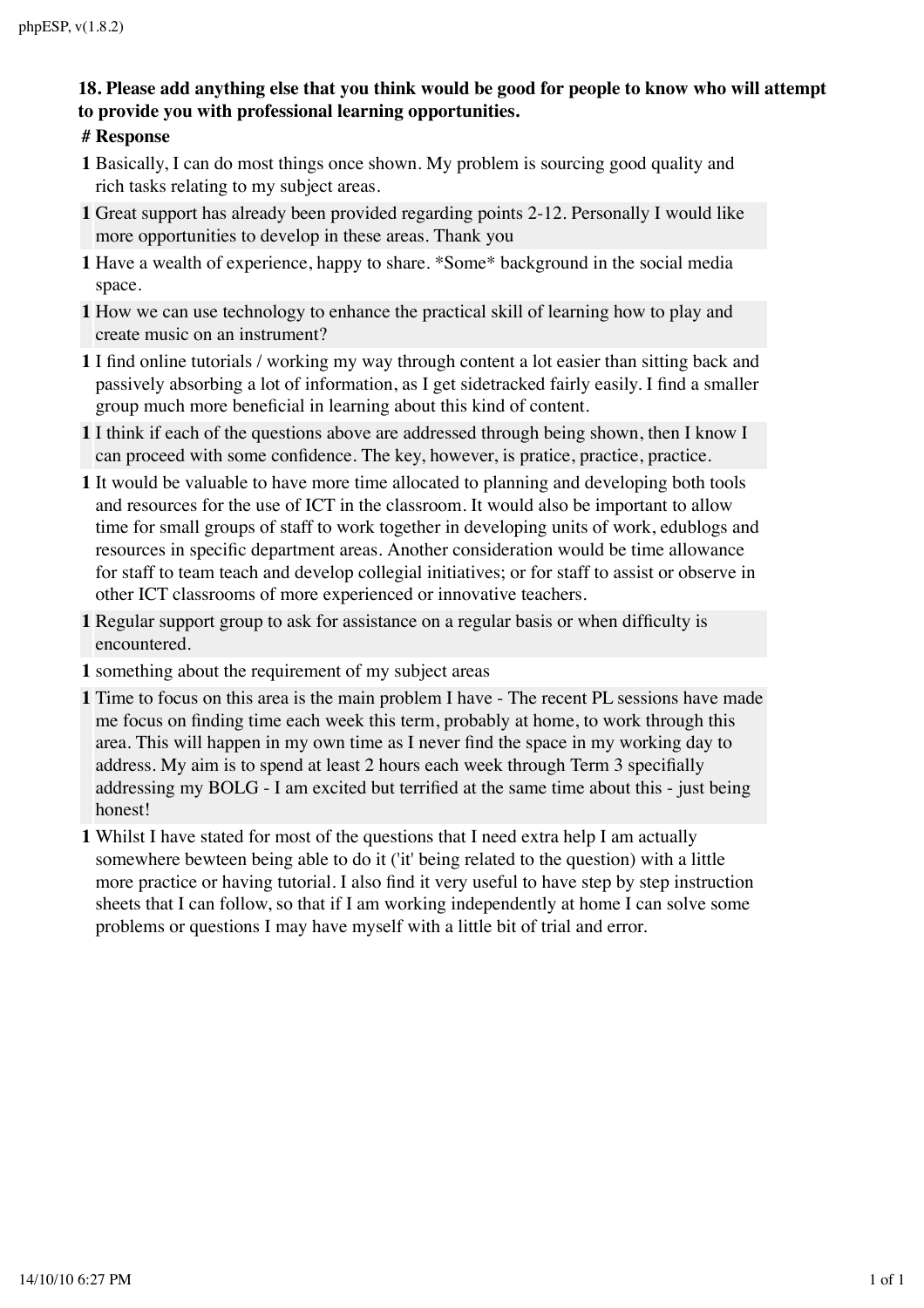**18. Please add anything else that you think would be good for people to know who will attempt to provide you with professional learning opportunities.**

| # | Response |
| --- | --- |
| 1 | Basically, I can do most things once shown. My problem is sourcing good quality and rich tasks relating to my subject areas. |
| 1 | Great support has already been provided regarding points 2-12. Personally I would like more opportunities to develop in these areas. Thank you |
| 1 | Have a wealth of experience, happy to share. *Some* background in the social media space. |
| 1 | How we can use technology to enhance the practical skill of learning how to play and create music on an instrument? |
| 1 | I find online tutorials / working my way through content a lot easier than sitting back and passively absorbing a lot of information, as I get sidetracked fairly easily. I find a smaller group much more beneficial in learning about this kind of content. |
| 1 | I think if each of the questions above are addressed through being shown, then I know I can proceed with some confidence. The key, however, is pratice, practice, practice. |
| 1 | It would be valuable to have more time allocated to planning and developing both tools and resources for the use of ICT in the classroom. It would also be important to allow time for small groups of staff to work together in developing units of work, edublogs and resources in specific department areas. Another consideration would be time allowance for staff to team teach and develop collegial initiatives; or for staff to assist or observe in other ICT classrooms of more experienced or innovative teachers. |
| 1 | Regular support group to ask for assistance on a regular basis or when difficulty is encountered. |
| 1 | something about the requirement of my subject areas |
| 1 | Time to focus on this area is the main problem I have - The recent PL sessions have made me focus on finding time each week this term, probably at home, to work through this area. This will happen in my own time as I never find the space in my working day to address. My aim is to spend at least 2 hours each week through Term 3 specifially addressing my BOLG - I am excited but terrified at the same time about this - just being honest! |
| 1 | Whilst I have stated for most of the questions that I need extra help I am actually somewhere bewteen being able to do it ('it' being related to the question) with a little more practice or having tutorial. I also find it very useful to have step by step instruction sheets that I can follow, so that if I am working independently at home I can solve some problems or questions I may have myself with a little bit of trial and error. |